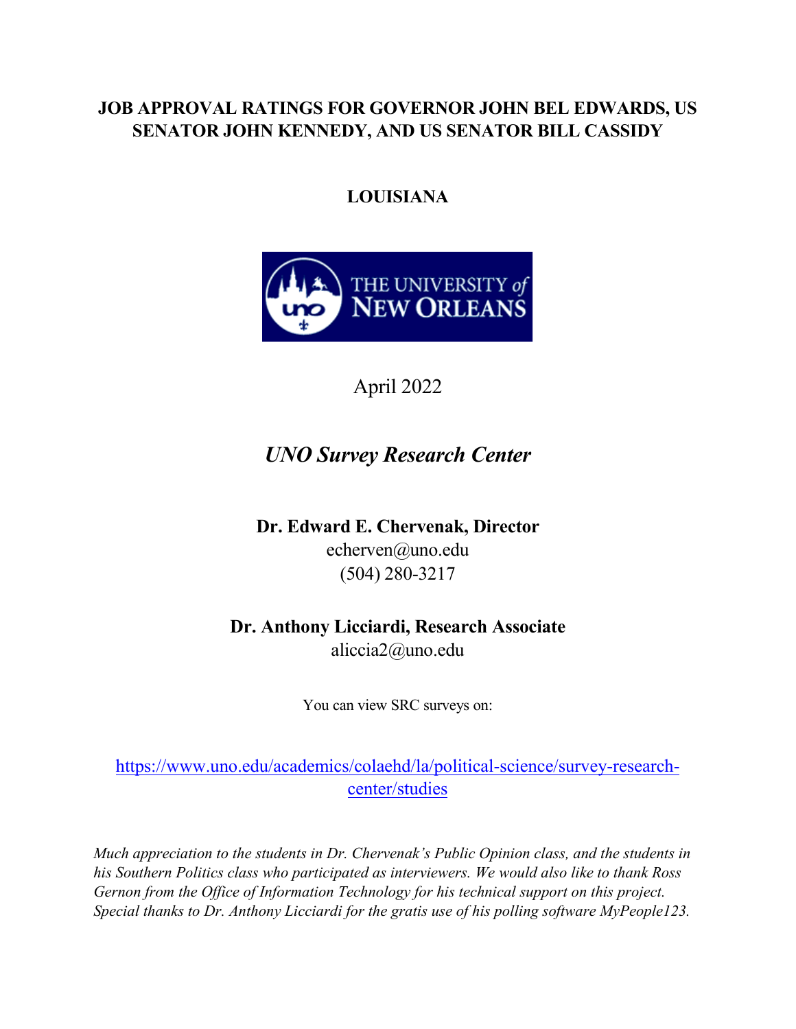# JOB APPROVAL RATINGS FOR GOVERNOR JOHN BEL EDWARDS, US SENATOR JOHN KENNEDY, AND US SENATOR BILL CASSIDY

## LOUISIANA

April 2022

## *UNO Survey Research Center*

**Dr. Edward E. Chervenak, Director**
echerven@uno.edu
(504) 280-3217

**Dr. Anthony Licciardi, Research Associate**
aliccia2@uno.edu

You can view SRC surveys on:

https://www.uno.edu/academics/colaehd/la/political-science/survey-research-center/studies

*Much appreciation to the students in Dr. Chervenak's Public Opinion class, and the students in his Southern Politics class who participated as interviewers. We would also like to thank Ross Gernon from the Office of Information Technology for his technical support on this project. Special thanks to Dr. Anthony Licciardi for the gratis use of his polling software MyPeople123.*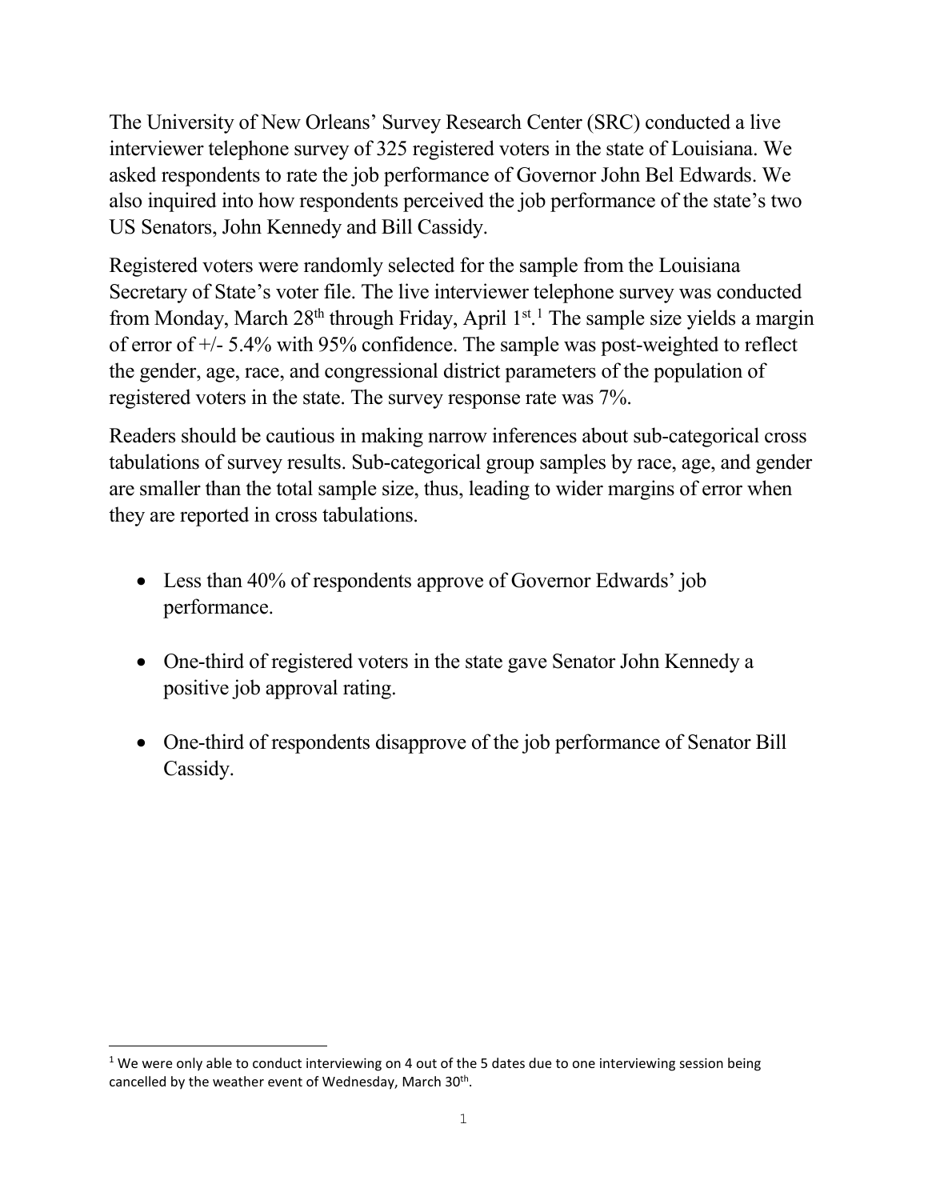The University of New Orleans' Survey Research Center (SRC) conducted a live interviewer telephone survey of 325 registered voters in the state of Louisiana. We asked respondents to rate the job performance of Governor John Bel Edwards. We also inquired into how respondents perceived the job performance of the state's two US Senators, John Kennedy and Bill Cassidy.

Registered voters were randomly selected for the sample from the Louisiana Secretary of State's voter file. The live interviewer telephone survey was conducted from Monday, March 28th through Friday, April 1st.[1] The sample size yields a margin of error of +/- 5.4% with 95% confidence. The sample was post-weighted to reflect the gender, age, race, and congressional district parameters of the population of registered voters in the state. The survey response rate was 7%.

Readers should be cautious in making narrow inferences about sub-categorical cross tabulations of survey results. Sub-categorical group samples by race, age, and gender are smaller than the total sample size, thus, leading to wider margins of error when they are reported in cross tabulations.

- Less than 40% of respondents approve of Governor Edwards' job performance.
- One-third of registered voters in the state gave Senator John Kennedy a positive job approval rating.
- One-third of respondents disapprove of the job performance of Senator Bill Cassidy.

[1] We were only able to conduct interviewing on 4 out of the 5 dates due to one interviewing session being cancelled by the weather event of Wednesday, March 30th.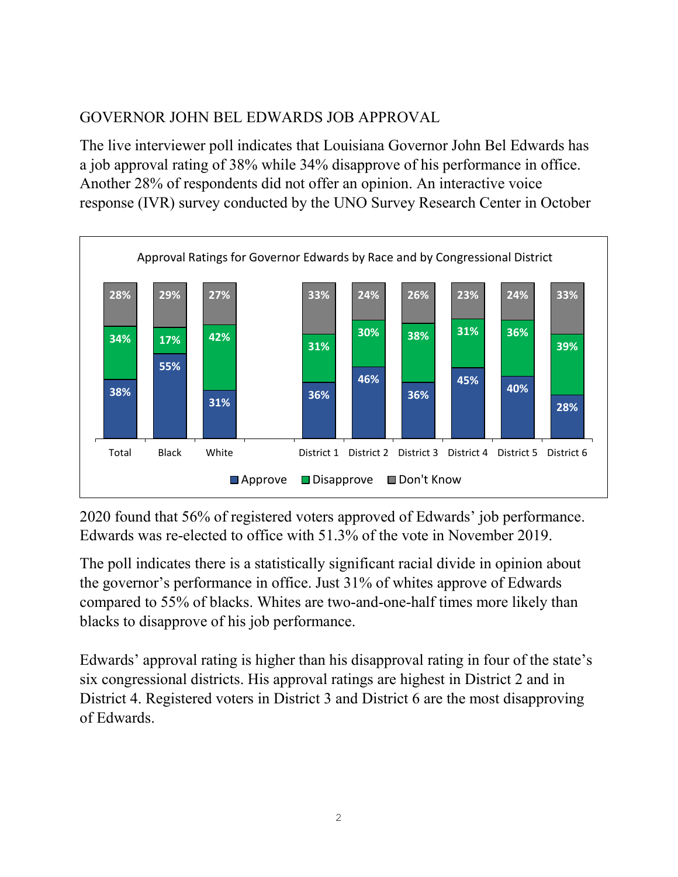GOVERNOR JOHN BEL EDWARDS JOB APPROVAL

The live interviewer poll indicates that Louisiana Governor John Bel Edwards has a job approval rating of 38% while 34% disapprove of his performance in office. Another 28% of respondents did not offer an opinion. An interactive voice response (IVR) survey conducted by the UNO Survey Research Center in October 2020 found that 56% of registered voters approved of Edwards' job performance. Edwards was re-elected to office with 51.3% of the vote in November 2019.

Approval Ratings for Governor Edwards by Race and by Congressional District

| | Approve | Disapprove | Don't Know |
|---|---|---|---|
| Total | 38% | 34% | 28% |
| Black | 55% | 17% | 29% |
| White | 31% | 42% | 27% |
| District 1 | 36% | 31% | 33% |
| District 2 | 46% | 30% | 24% |
| District 3 | 36% | 38% | 26% |
| District 4 | 45% | 31% | 23% |
| District 5 | 40% | 36% | 24% |
| District 6 | 28% | 39% | 33% |

The poll indicates there is a statistically significant racial divide in opinion about the governor's performance in office. Just 31% of whites approve of Edwards compared to 55% of blacks. Whites are two-and-one-half times more likely than blacks to disapprove of his job performance.

Edwards' approval rating is higher than his disapproval rating in four of the state's six congressional districts. His approval ratings are highest in District 2 and in District 4. Registered voters in District 3 and District 6 are the most disapproving of Edwards.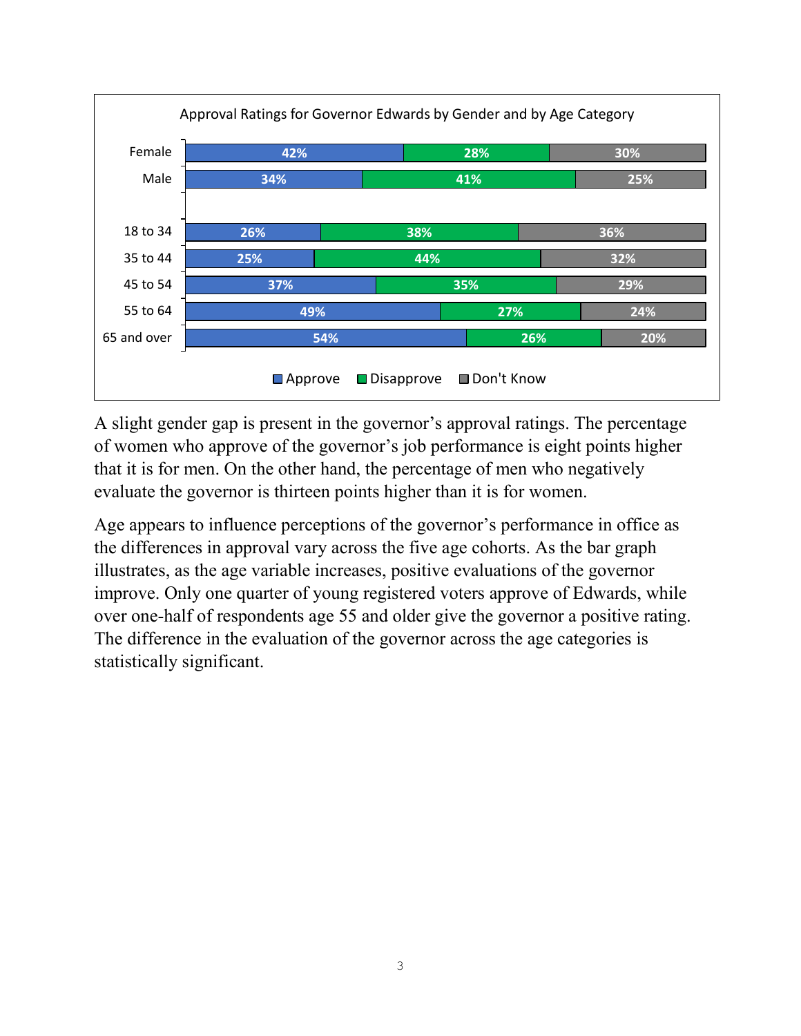Approval Ratings for Governor Edwards by Gender and by Age Category

| | Approve | Disapprove | Don't Know |
|---|---|---|---|
| Female | 42% | 28% | 30% |
| Male | 34% | 41% | 25% |
| 18 to 34 | 26% | 38% | 36% |
| 35 to 44 | 25% | 44% | 32% |
| 45 to 54 | 37% | 35% | 29% |
| 55 to 64 | 49% | 27% | 24% |
| 65 and over | 54% | 26% | 20% |

A slight gender gap is present in the governor's approval ratings. The percentage of women who approve of the governor's job performance is eight points higher that it is for men. On the other hand, the percentage of men who negatively evaluate the governor is thirteen points higher than it is for women.

Age appears to influence perceptions of the governor's performance in office as the differences in approval vary across the five age cohorts. As the bar graph illustrates, as the age variable increases, positive evaluations of the governor improve. Only one quarter of young registered voters approve of Edwards, while over one-half of respondents age 55 and older give the governor a positive rating. The difference in the evaluation of the governor across the age categories is statistically significant.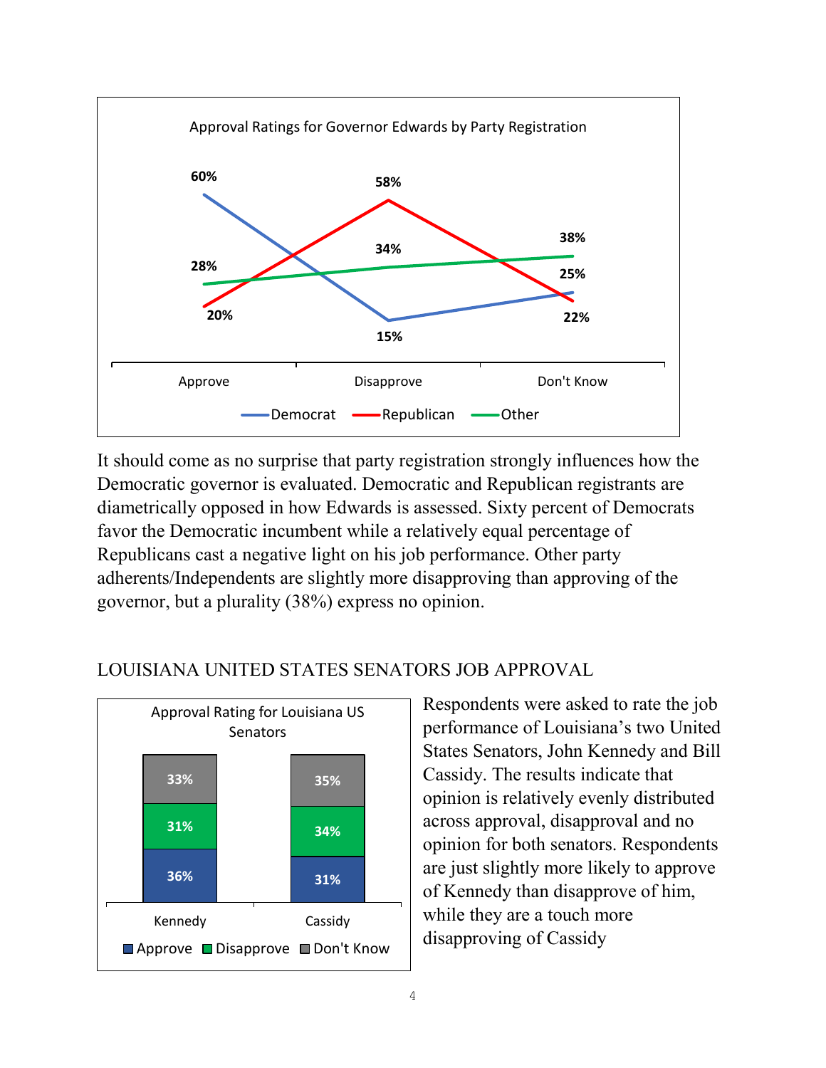**Approval Ratings for Governor Edwards by Party Registration**

| | Approve | Disapprove | Don't Know |
|---|---|---|---|
| Democrat | 60% | 15% | 25% |
| Republican | 20% | 58% | 22% |
| Other | 28% | 34% | 38% |

It should come as no surprise that party registration strongly influences how the Democratic governor is evaluated. Democratic and Republican registrants are diametrically opposed in how Edwards is assessed. Sixty percent of Democrats favor the Democratic incumbent while a relatively equal percentage of Republicans cast a negative light on his job performance. Other party adherents/Independents are slightly more disapproving than approving of the governor, but a plurality (38%) express no opinion.

## LOUISIANA UNITED STATES SENATORS JOB APPROVAL

**Approval Rating for Louisiana US Senators**

| | Kennedy | Cassidy |
|---|---|---|
| Approve | 36% | 31% |
| Disapprove | 31% | 34% |
| Don't Know | 33% | 35% |

Respondents were asked to rate the job performance of Louisiana's two United States Senators, John Kennedy and Bill Cassidy. The results indicate that opinion is relatively evenly distributed across approval, disapproval and no opinion for both senators. Respondents are just slightly more likely to approve of Kennedy than disapprove of him, while they are a touch more disapproving of Cassidy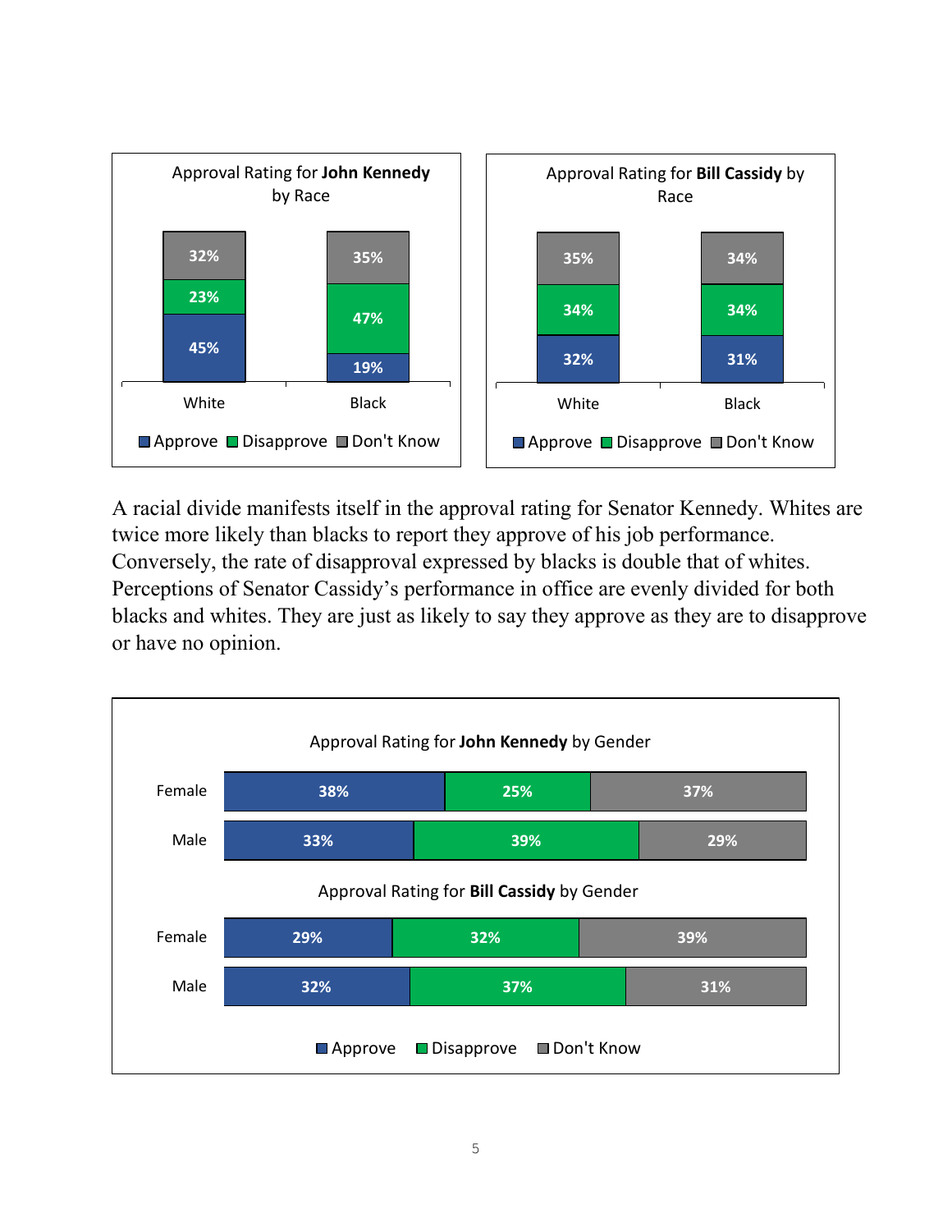**Approval Rating for John Kennedy by Race**

| | White | Black |
|---|---|---|
| Approve | 45% | 19% |
| Disapprove | 23% | 47% |
| Don't Know | 32% | 35% |

**Approval Rating for Bill Cassidy by Race**

| | White | Black |
|---|---|---|
| Approve | 32% | 31% |
| Disapprove | 34% | 34% |
| Don't Know | 35% | 34% |

A racial divide manifests itself in the approval rating for Senator Kennedy. Whites are twice more likely than blacks to report they approve of his job performance. Conversely, the rate of disapproval expressed by blacks is double that of whites. Perceptions of Senator Cassidy's performance in office are evenly divided for both blacks and whites. They are just as likely to say they approve as they are to disapprove or have no opinion.

**Approval Rating for John Kennedy by Gender**

| | Approve | Disapprove | Don't Know |
|---|---|---|---|
| Female | 38% | 25% | 37% |
| Male | 33% | 39% | 29% |

**Approval Rating for Bill Cassidy by Gender**

| | Approve | Disapprove | Don't Know |
|---|---|---|---|
| Female | 29% | 32% | 39% |
| Male | 32% | 37% | 31% |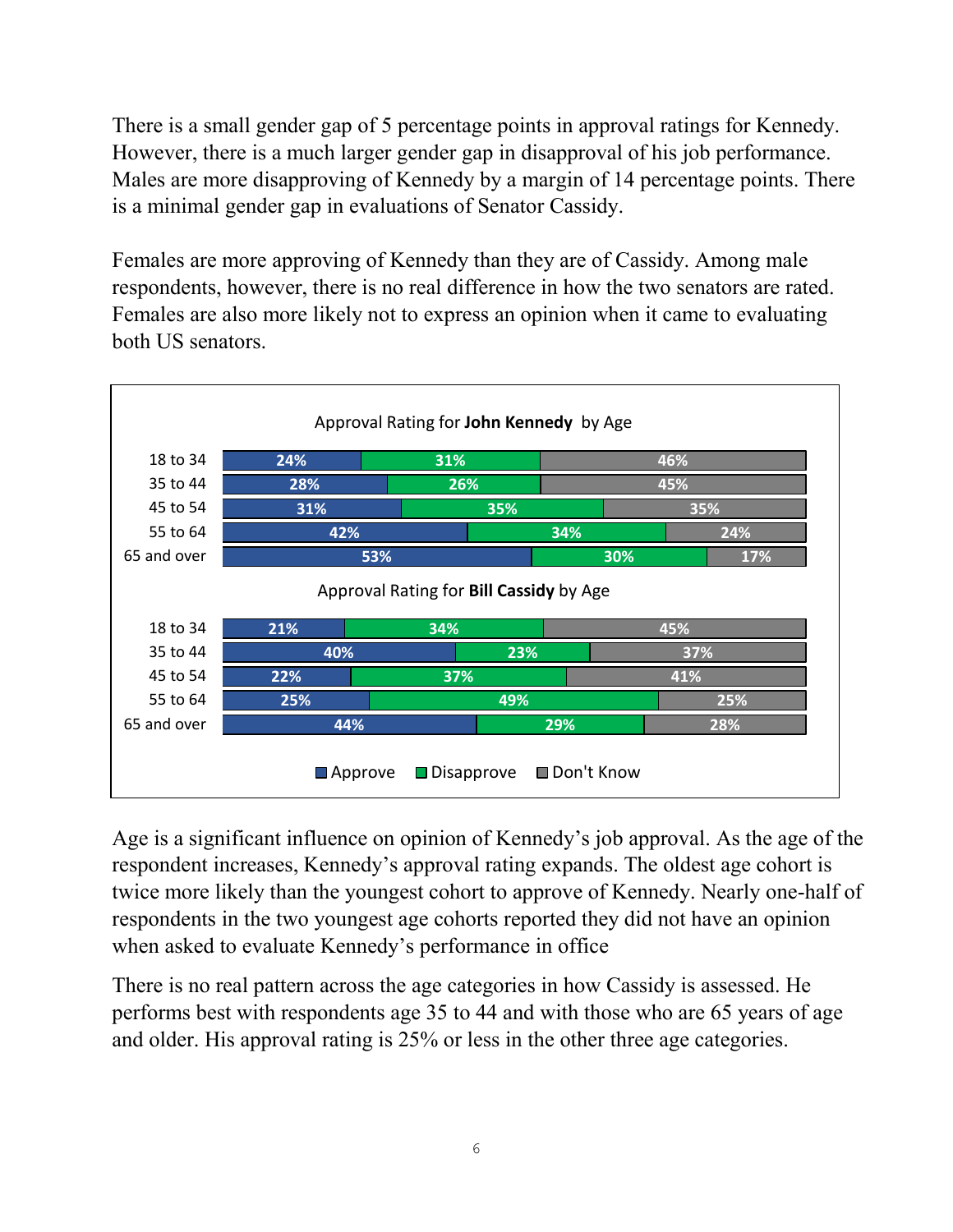There is a small gender gap of 5 percentage points in approval ratings for Kennedy. However, there is a much larger gender gap in disapproval of his job performance. Males are more disapproving of Kennedy by a margin of 14 percentage points. There is a minimal gender gap in evaluations of Senator Cassidy.

Females are more approving of Kennedy than they are of Cassidy. Among male respondents, however, there is no real difference in how the two senators are rated. Females are also more likely not to express an opinion when it came to evaluating both US senators.

Approval Rating for **John Kennedy** by Age

| Age | Approve | Disapprove | Don't Know |
|---|---|---|---|
| 18 to 34 | 24% | 31% | 46% |
| 35 to 44 | 28% | 26% | 45% |
| 45 to 54 | 31% | 35% | 35% |
| 55 to 64 | 42% | 34% | 24% |
| 65 and over | 53% | 30% | 17% |

Approval Rating for **Bill Cassidy** by Age

| Age | Approve | Disapprove | Don't Know |
|---|---|---|---|
| 18 to 34 | 21% | 34% | 45% |
| 35 to 44 | 40% | 23% | 37% |
| 45 to 54 | 22% | 37% | 41% |
| 55 to 64 | 25% | 49% | 25% |
| 65 and over | 44% | 29% | 28% |

Age is a significant influence on opinion of Kennedy's job approval. As the age of the respondent increases, Kennedy's approval rating expands. The oldest age cohort is twice more likely than the youngest cohort to approve of Kennedy. Nearly one-half of respondents in the two youngest age cohorts reported they did not have an opinion when asked to evaluate Kennedy's performance in office

There is no real pattern across the age categories in how Cassidy is assessed. He performs best with respondents age 35 to 44 and with those who are 65 years of age and older. His approval rating is 25% or less in the other three age categories.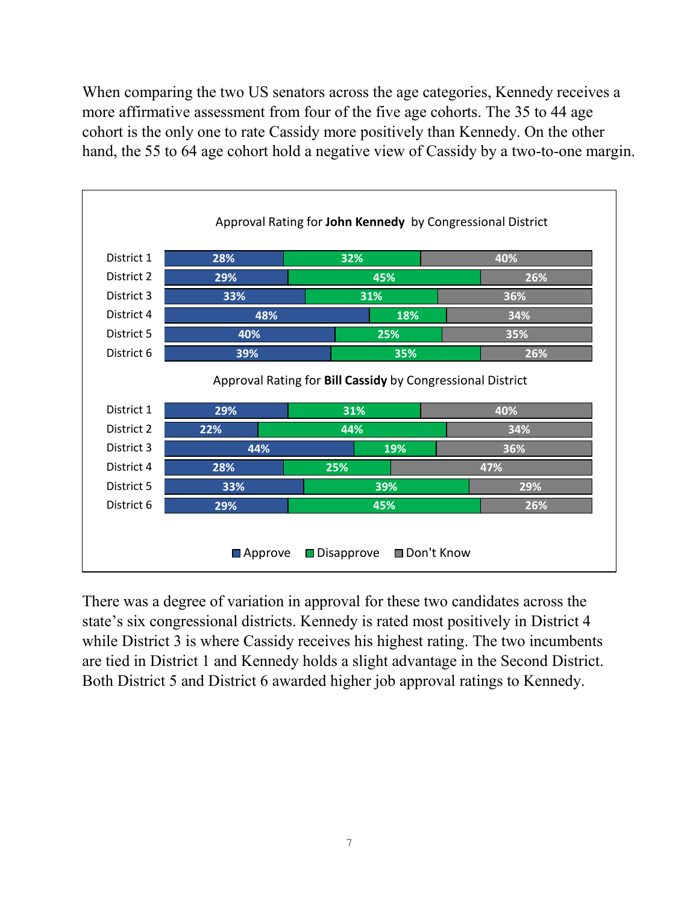When comparing the two US senators across the age categories, Kennedy receives a more affirmative assessment from four of the five age cohorts. The 35 to 44 age cohort is the only one to rate Cassidy more positively than Kennedy. On the other hand, the 55 to 64 age cohort hold a negative view of Cassidy by a two-to-one margin.

Approval Rating for **John Kennedy** by Congressional District

| | Approve | Disapprove | Don't Know |
|---|---|---|---|
| District 1 | 28% | 32% | 40% |
| District 2 | 29% | 45% | 26% |
| District 3 | 33% | 31% | 36% |
| District 4 | 48% | 18% | 34% |
| District 5 | 40% | 25% | 35% |
| District 6 | 39% | 35% | 26% |

Approval Rating for **Bill Cassidy** by Congressional District

| | Approve | Disapprove | Don't Know |
|---|---|---|---|
| District 1 | 29% | 31% | 40% |
| District 2 | 22% | 44% | 34% |
| District 3 | 44% | 19% | 36% |
| District 4 | 28% | 25% | 47% |
| District 5 | 33% | 39% | 29% |
| District 6 | 29% | 45% | 26% |

There was a degree of variation in approval for these two candidates across the state's six congressional districts. Kennedy is rated most positively in District 4 while District 3 is where Cassidy receives his highest rating. The two incumbents are tied in District 1 and Kennedy holds a slight advantage in the Second District. Both District 5 and District 6 awarded higher job approval ratings to Kennedy.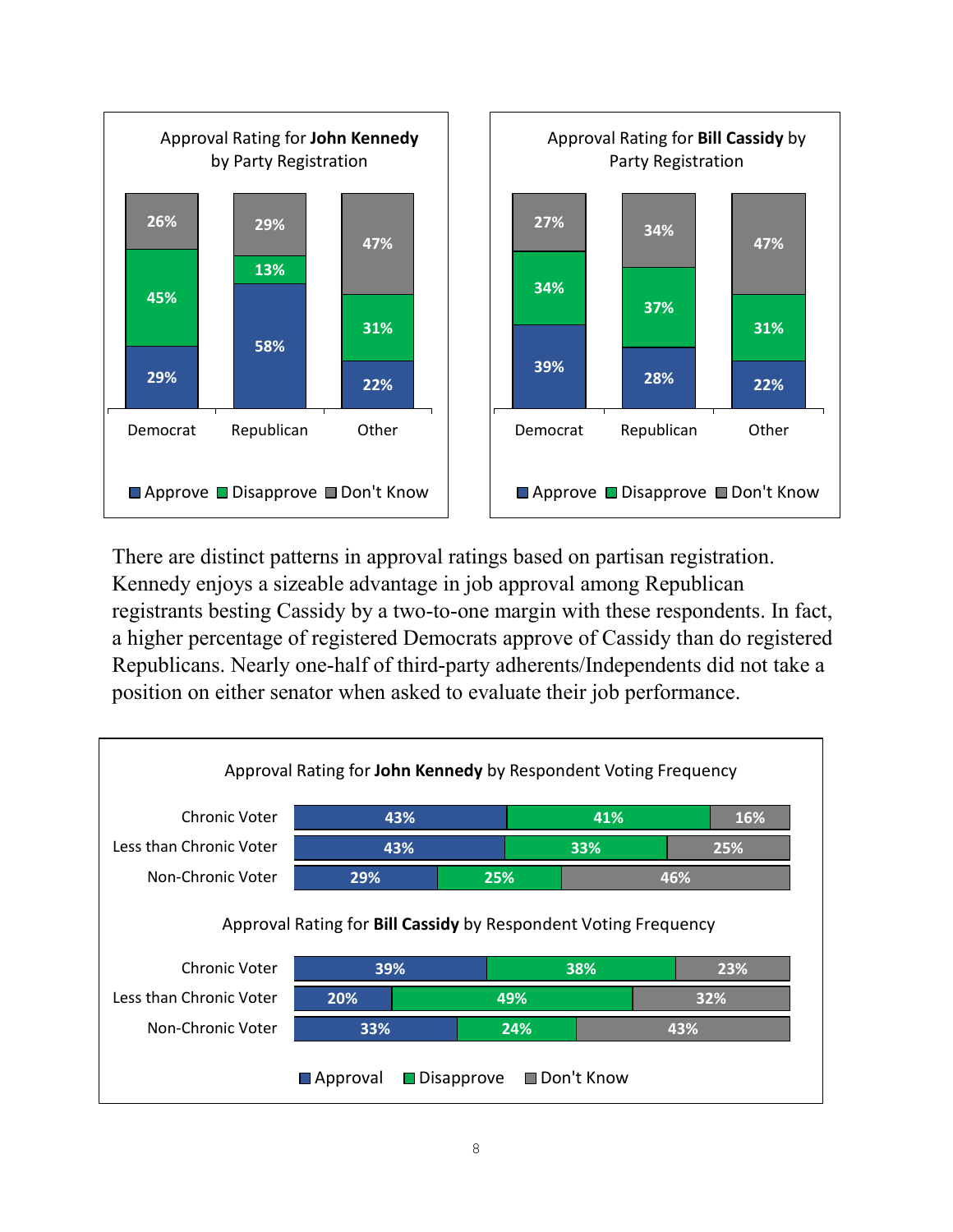**Approval Rating for John Kennedy by Party Registration**

| | Democrat | Republican | Other |
|---|---|---|---|
| Approve | 29% | 58% | 22% |
| Disapprove | 45% | 13% | 31% |
| Don't Know | 26% | 29% | 47% |

**Approval Rating for Bill Cassidy by Party Registration**

| | Democrat | Republican | Other |
|---|---|---|---|
| Approve | 39% | 28% | 22% |
| Disapprove | 34% | 37% | 31% |
| Don't Know | 27% | 34% | 47% |

There are distinct patterns in approval ratings based on partisan registration. Kennedy enjoys a sizeable advantage in job approval among Republican registrants besting Cassidy by a two-to-one margin with these respondents. In fact, a higher percentage of registered Democrats approve of Cassidy than do registered Republicans. Nearly one-half of third-party adherents/Independents did not take a position on either senator when asked to evaluate their job performance.

**Approval Rating for John Kennedy by Respondent Voting Frequency**

| | Approval | Disapprove | Don't Know |
|---|---|---|---|
| Chronic Voter | 43% | 41% | 16% |
| Less than Chronic Voter | 43% | 33% | 25% |
| Non-Chronic Voter | 29% | 25% | 46% |

**Approval Rating for Bill Cassidy by Respondent Voting Frequency**

| | Approval | Disapprove | Don't Know |
|---|---|---|---|
| Chronic Voter | 39% | 38% | 23% |
| Less than Chronic Voter | 20% | 49% | 32% |
| Non-Chronic Voter | 33% | 24% | 43% |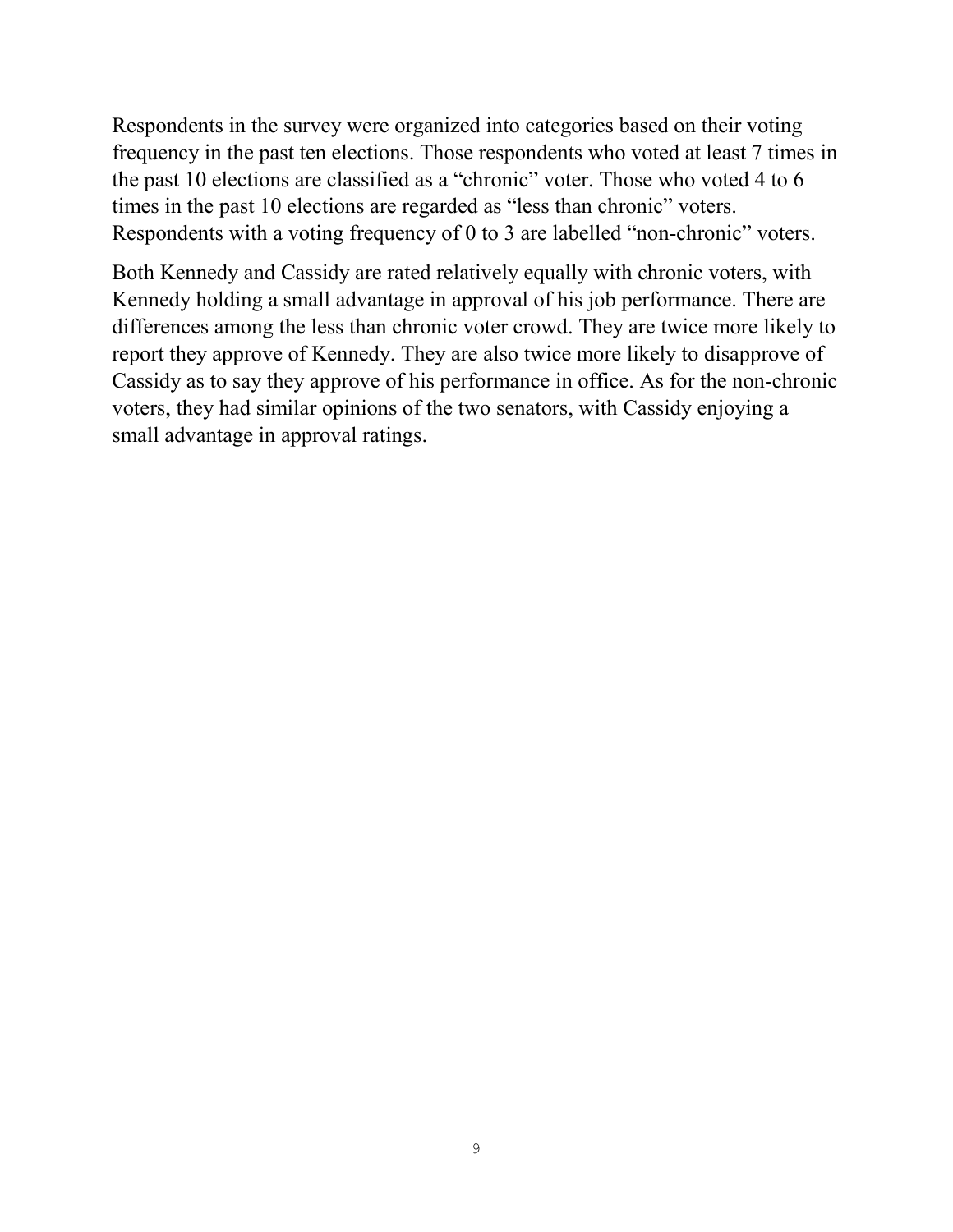Respondents in the survey were organized into categories based on their voting frequency in the past ten elections. Those respondents who voted at least 7 times in the past 10 elections are classified as a "chronic" voter. Those who voted 4 to 6 times in the past 10 elections are regarded as "less than chronic" voters. Respondents with a voting frequency of 0 to 3 are labelled "non-chronic" voters.

Both Kennedy and Cassidy are rated relatively equally with chronic voters, with Kennedy holding a small advantage in approval of his job performance. There are differences among the less than chronic voter crowd. They are twice more likely to report they approve of Kennedy. They are also twice more likely to disapprove of Cassidy as to say they approve of his performance in office. As for the non-chronic voters, they had similar opinions of the two senators, with Cassidy enjoying a small advantage in approval ratings.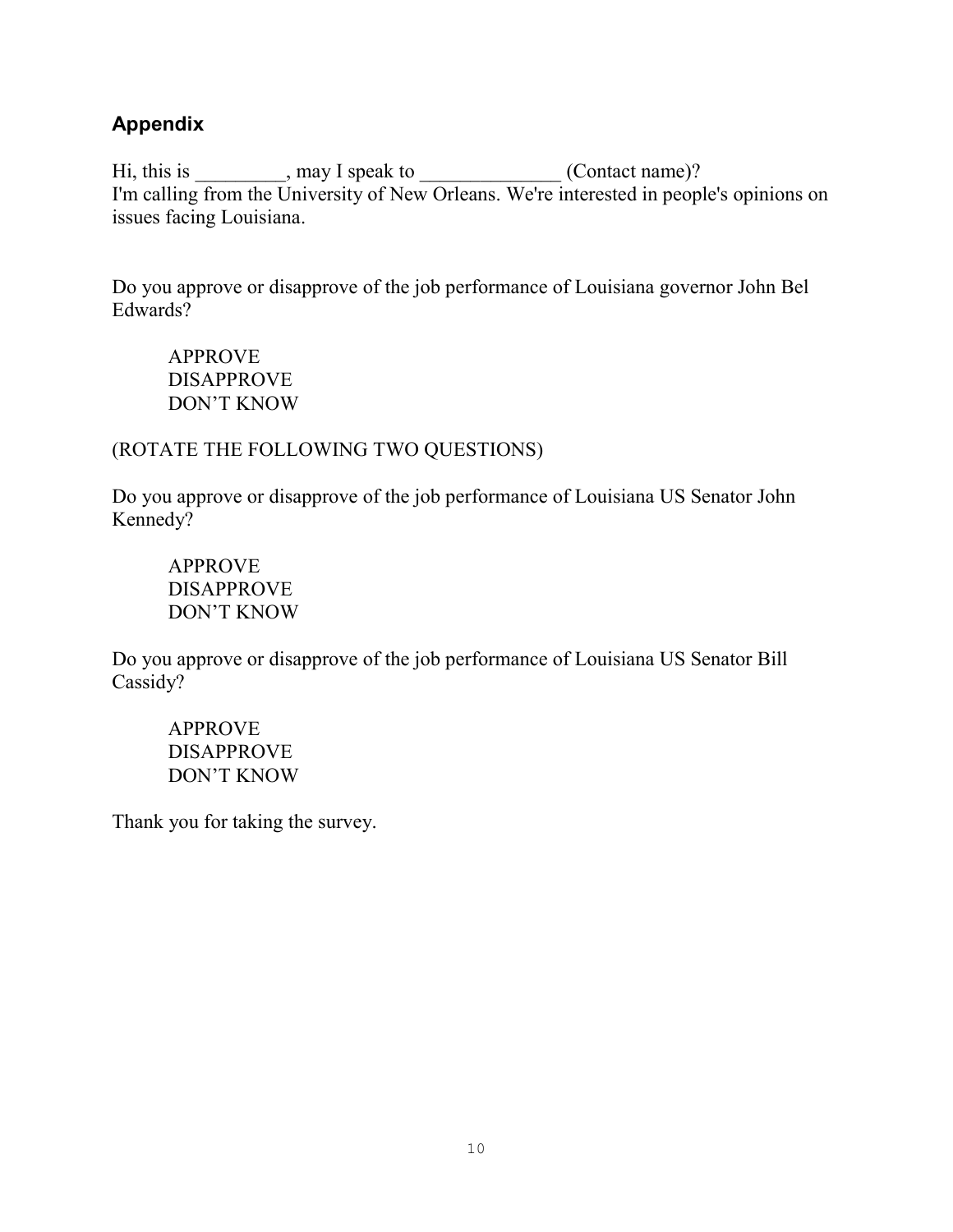## Appendix

Hi, this is _________, may I speak to ______________ (Contact name)?
I'm calling from the University of New Orleans. We're interested in people's opinions on issues facing Louisiana.

Do you approve or disapprove of the job performance of Louisiana governor John Bel Edwards?

APPROVE
DISAPPROVE
DON'T KNOW

(ROTATE THE FOLLOWING TWO QUESTIONS)

Do you approve or disapprove of the job performance of Louisiana US Senator John Kennedy?

APPROVE
DISAPPROVE
DON'T KNOW

Do you approve or disapprove of the job performance of Louisiana US Senator Bill Cassidy?

APPROVE
DISAPPROVE
DON'T KNOW

Thank you for taking the survey.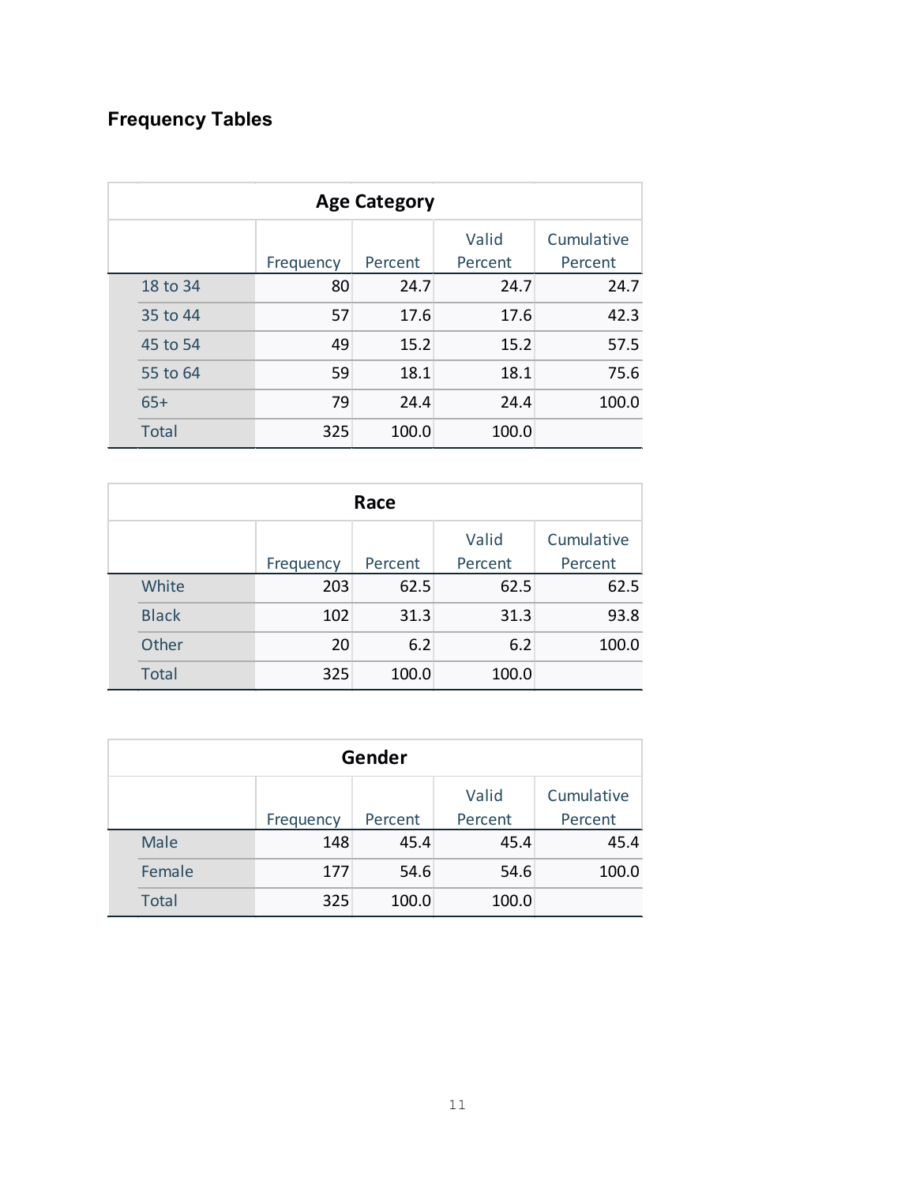## Frequency Tables

| Age Category | Frequency | Percent | Valid Percent | Cumulative Percent |
|---|---|---|---|---|
| 18 to 34 | 80 | 24.7 | 24.7 | 24.7 |
| 35 to 44 | 57 | 17.6 | 17.6 | 42.3 |
| 45 to 54 | 49 | 15.2 | 15.2 | 57.5 |
| 55 to 64 | 59 | 18.1 | 18.1 | 75.6 |
| 65+ | 79 | 24.4 | 24.4 | 100.0 |
| Total | 325 | 100.0 | 100.0 | |

| Race | Frequency | Percent | Valid Percent | Cumulative Percent |
|---|---|---|---|---|
| White | 203 | 62.5 | 62.5 | 62.5 |
| Black | 102 | 31.3 | 31.3 | 93.8 |
| Other | 20 | 6.2 | 6.2 | 100.0 |
| Total | 325 | 100.0 | 100.0 | |

| Gender | Frequency | Percent | Valid Percent | Cumulative Percent |
|---|---|---|---|---|
| Male | 148 | 45.4 | 45.4 | 45.4 |
| Female | 177 | 54.6 | 54.6 | 100.0 |
| Total | 325 | 100.0 | 100.0 | |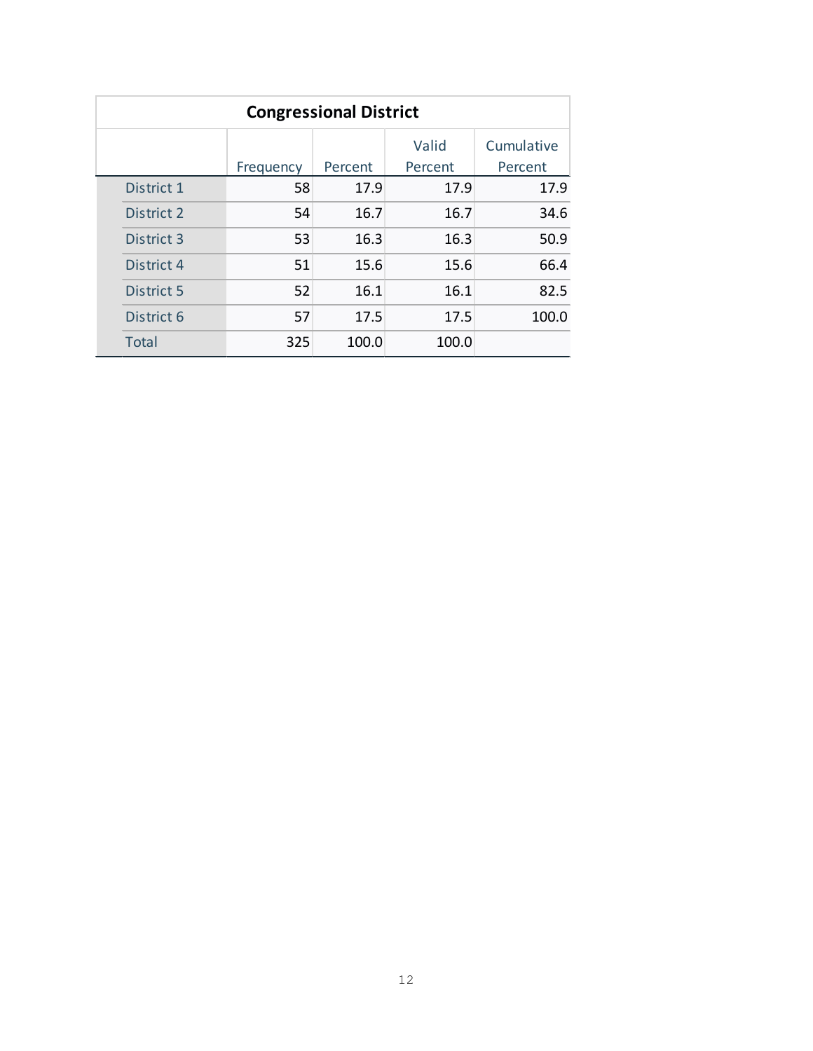**Congressional District**

| | Frequency | Percent | Valid Percent | Cumulative Percent |
|---|---|---|---|---|
| District 1 | 58 | 17.9 | 17.9 | 17.9 |
| District 2 | 54 | 16.7 | 16.7 | 34.6 |
| District 3 | 53 | 16.3 | 16.3 | 50.9 |
| District 4 | 51 | 15.6 | 15.6 | 66.4 |
| District 5 | 52 | 16.1 | 16.1 | 82.5 |
| District 6 | 57 | 17.5 | 17.5 | 100.0 |
| Total | 325 | 100.0 | 100.0 | |